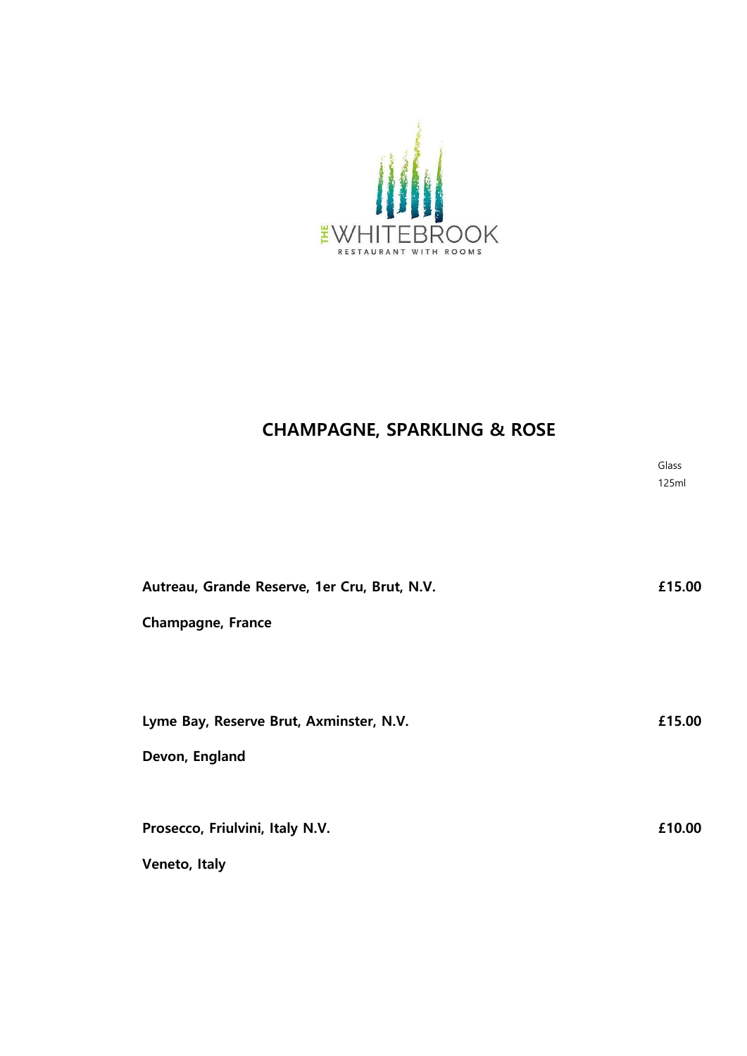THE WHITEBROOK

RESTAURANT WITH ROOMS

## CHAMPAGNE, SPARKLING & ROSE

| | Glass 125ml |
|---|---|
| **Autreau, Grande Reserve, 1er Cru, Brut, N.V.**<br>**Champagne, France** | **£15.00** |
| **Lyme Bay, Reserve Brut, Axminster, N.V.**<br>**Devon, England** | **£15.00** |
| **Prosecco, Friulvini, Italy N.V.**<br>**Veneto, Italy** | **£10.00** |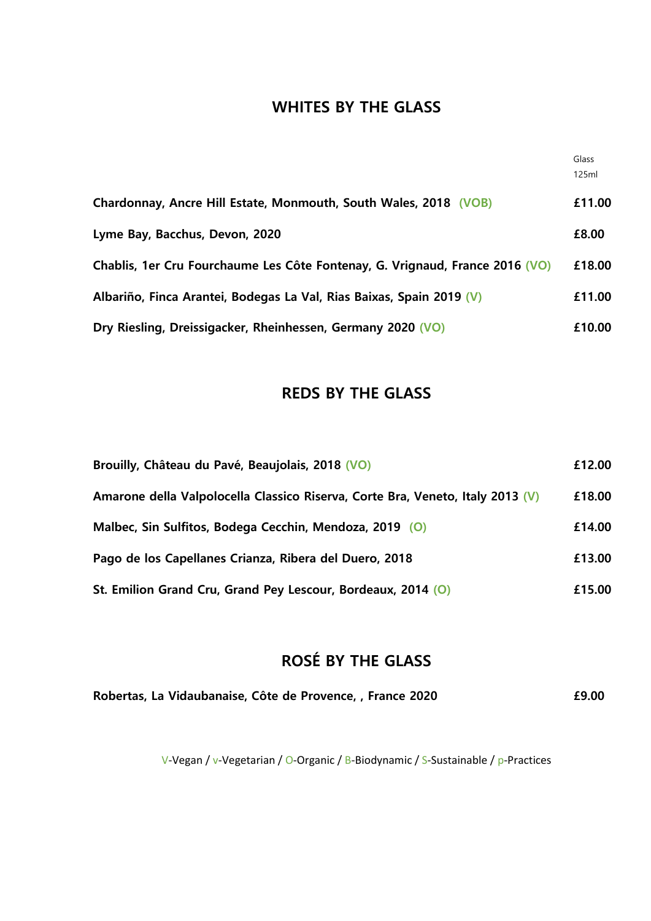## WHITES BY THE GLASS

| | Glass 125ml |
|---|---|
| **Chardonnay, Ancre Hill Estate, Monmouth, South Wales, 2018 (VOB)** | **£11.00** |
| **Lyme Bay, Bacchus, Devon, 2020** | **£8.00** |
| **Chablis, 1er Cru Fourchaume Les Côte Fontenay, G. Vrignaud, France 2016 (VO)** | **£18.00** |
| **Albariño, Finca Arantei, Bodegas La Val, Rias Baixas, Spain 2019 (V)** | **£11.00** |
| **Dry Riesling, Dreissigacker, Rheinhessen, Germany 2020 (VO)** | **£10.00** |

## REDS BY THE GLASS

| | |
|---|---|
| **Brouilly, Château du Pavé, Beaujolais, 2018 (VO)** | **£12.00** |
| **Amarone della Valpolocella Classico Riserva, Corte Bra, Veneto, Italy 2013 (V)** | **£18.00** |
| **Malbec, Sin Sulfitos, Bodega Cecchin, Mendoza, 2019 (O)** | **£14.00** |
| **Pago de los Capellanes Crianza, Ribera del Duero, 2018** | **£13.00** |
| **St. Emilion Grand Cru, Grand Pey Lescour, Bordeaux, 2014 (O)** | **£15.00** |

## ROSÉ BY THE GLASS

| | |
|---|---|
| **Robertas, La Vidaubanaise, Côte de Provence, , France 2020** | **£9.00** |

V-Vegan / v-Vegetarian / O-Organic / B-Biodynamic / S-Sustainable / p-Practices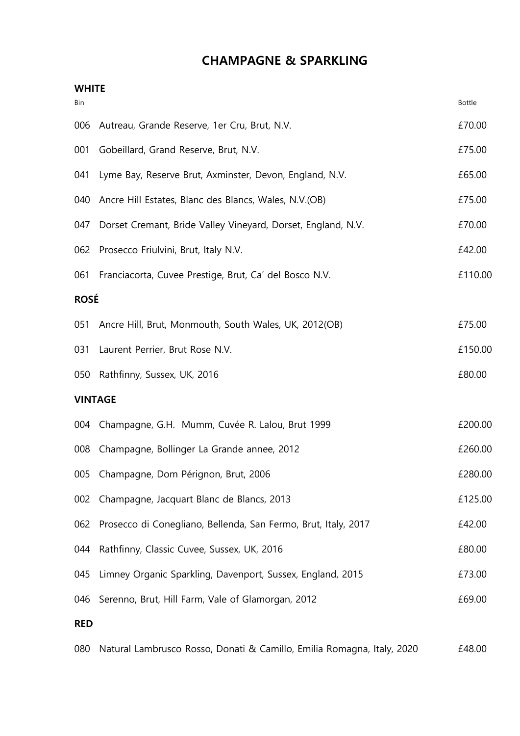# CHAMPAGNE & SPARKLING

## WHITE

| Bin | | Bottle |
|---|---|---|
| 006 | Autreau, Grande Reserve, 1er Cru, Brut, N.V. | £70.00 |
| 001 | Gobeillard, Grand Reserve, Brut, N.V. | £75.00 |
| 041 | Lyme Bay, Reserve Brut, Axminster, Devon, England, N.V. | £65.00 |
| 040 | Ancre Hill Estates, Blanc des Blancs, Wales, N.V.(OB) | £75.00 |
| 047 | Dorset Cremant, Bride Valley Vineyard, Dorset, England, N.V. | £70.00 |
| 062 | Prosecco Friulvini, Brut, Italy N.V. | £42.00 |
| 061 | Franciacorta, Cuvee Prestige, Brut, Ca' del Bosco N.V. | £110.00 |

## ROSÉ

| | | |
|---|---|---|
| 051 | Ancre Hill, Brut, Monmouth, South Wales, UK, 2012(OB) | £75.00 |
| 031 | Laurent Perrier, Brut Rose N.V. | £150.00 |
| 050 | Rathfinny, Sussex, UK, 2016 | £80.00 |

## VINTAGE

| | | |
|---|---|---|
| 004 | Champagne, G.H. Mumm, Cuvée R. Lalou, Brut 1999 | £200.00 |
| 008 | Champagne, Bollinger La Grande annee, 2012 | £260.00 |
| 005 | Champagne, Dom Pérignon, Brut, 2006 | £280.00 |
| 002 | Champagne, Jacquart Blanc de Blancs, 2013 | £125.00 |
| 062 | Prosecco di Conegliano, Bellenda, San Fermo, Brut, Italy, 2017 | £42.00 |
| 044 | Rathfinny, Classic Cuvee, Sussex, UK, 2016 | £80.00 |
| 045 | Limney Organic Sparkling, Davenport, Sussex, England, 2015 | £73.00 |
| 046 | Serenno, Brut, Hill Farm, Vale of Glamorgan, 2012 | £69.00 |

## RED

| | | |
|---|---|---|
| 080 | Natural Lambrusco Rosso, Donati & Camillo, Emilia Romagna, Italy, 2020 | £48.00 |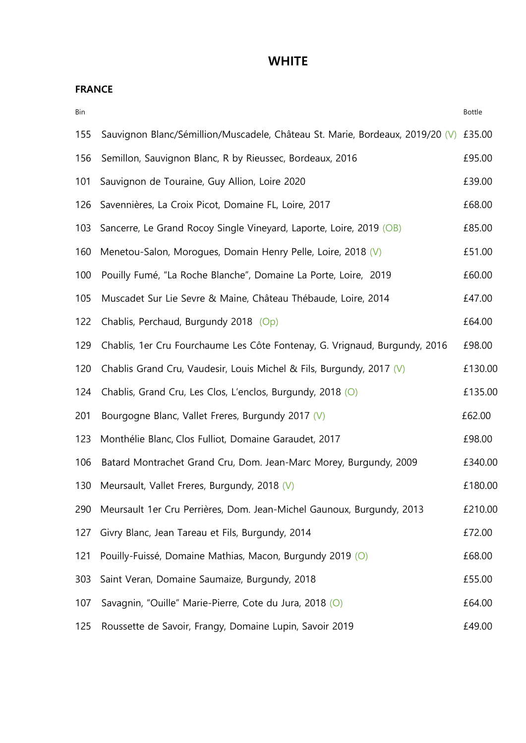# WHITE

## FRANCE

| Bin | | Bottle |
|---|---|---|
| 155 | Sauvignon Blanc/Sémillion/Muscadele, Château St. Marie, Bordeaux, 2019/20 (V) | £35.00 |
| 156 | Semillon, Sauvignon Blanc, R by Rieussec, Bordeaux, 2016 | £95.00 |
| 101 | Sauvignon de Touraine, Guy Allion, Loire 2020 | £39.00 |
| 126 | Savennières, La Croix Picot, Domaine FL, Loire, 2017 | £68.00 |
| 103 | Sancerre, Le Grand Rocoy Single Vineyard, Laporte, Loire, 2019 (OB) | £85.00 |
| 160 | Menetou-Salon, Morogues, Domain Henry Pelle, Loire, 2018 (V) | £51.00 |
| 100 | Pouilly Fumé, "La Roche Blanche", Domaine La Porte, Loire, 2019 | £60.00 |
| 105 | Muscadet Sur Lie Sevre & Maine, Château Thébaude, Loire, 2014 | £47.00 |
| 122 | Chablis, Perchaud, Burgundy 2018 (Op) | £64.00 |
| 129 | Chablis, 1er Cru Fourchaume Les Côte Fontenay, G. Vrignaud, Burgundy, 2016 | £98.00 |
| 120 | Chablis Grand Cru, Vaudesir, Louis Michel & Fils, Burgundy, 2017 (V) | £130.00 |
| 124 | Chablis, Grand Cru, Les Clos, L'enclos, Burgundy, 2018 (O) | £135.00 |
| 201 | Bourgogne Blanc, Vallet Freres, Burgundy 2017 (V) | £62.00 |
| 123 | Monthélie Blanc, Clos Fulliot, Domaine Garaudet, 2017 | £98.00 |
| 106 | Batard Montrachet Grand Cru, Dom. Jean-Marc Morey, Burgundy, 2009 | £340.00 |
| 130 | Meursault, Vallet Freres, Burgundy, 2018 (V) | £180.00 |
| 290 | Meursault 1er Cru Perrières, Dom. Jean-Michel Gaunoux, Burgundy, 2013 | £210.00 |
| 127 | Givry Blanc, Jean Tareau et Fils, Burgundy, 2014 | £72.00 |
| 121 | Pouilly-Fuissé, Domaine Mathias, Macon, Burgundy 2019 (O) | £68.00 |
| 303 | Saint Veran, Domaine Saumaize, Burgundy, 2018 | £55.00 |
| 107 | Savagnin, "Ouille" Marie-Pierre, Cote du Jura, 2018 (O) | £64.00 |
| 125 | Roussette de Savoir, Frangy, Domaine Lupin, Savoir 2019 | £49.00 |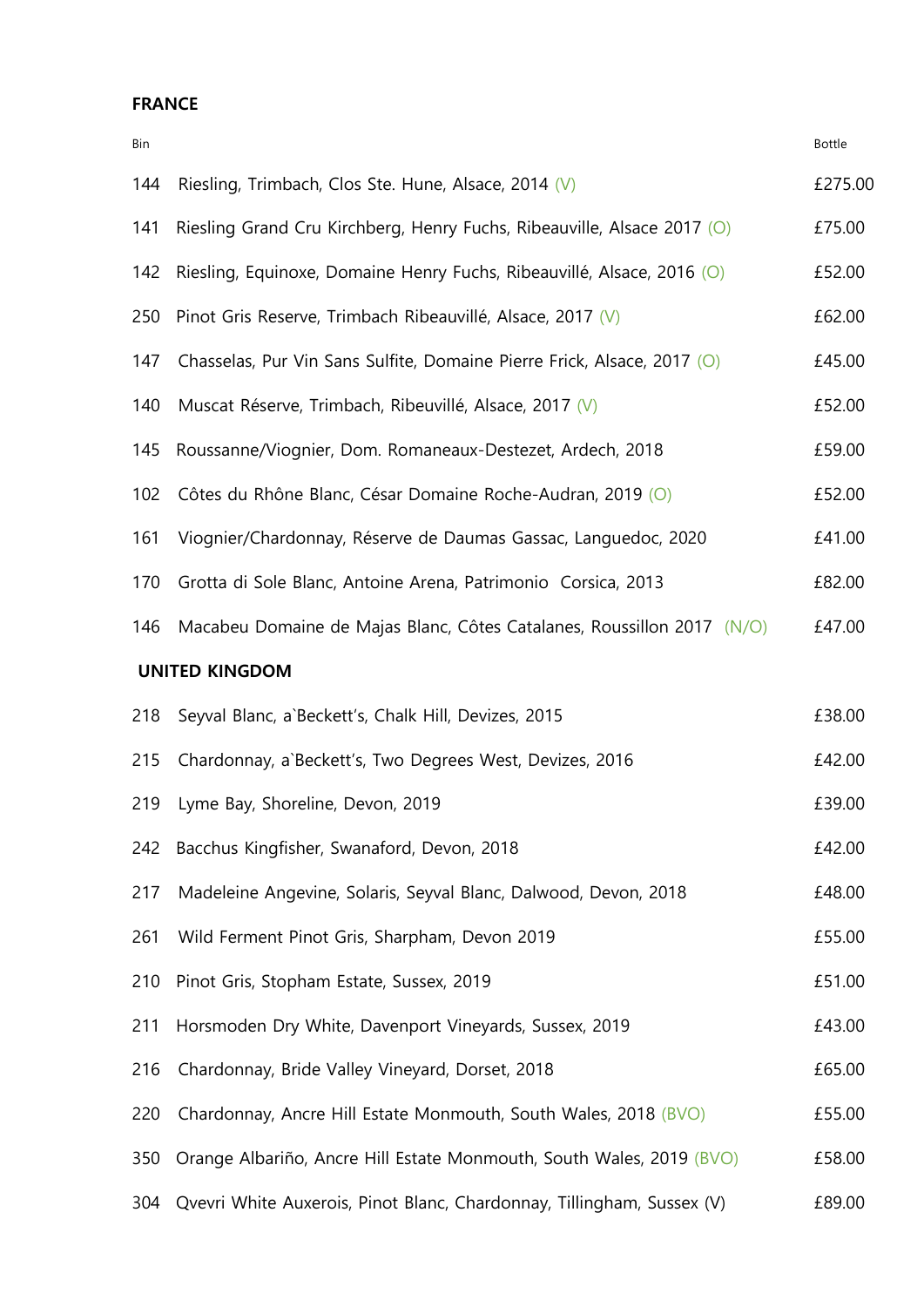## FRANCE

| Bin | | Bottle |
|---|---|---|
| 144 | Riesling, Trimbach, Clos Ste. Hune, Alsace, 2014 (V) | £275.00 |
| 141 | Riesling Grand Cru Kirchberg, Henry Fuchs, Ribeauville, Alsace 2017 (O) | £75.00 |
| 142 | Riesling, Equinoxe, Domaine Henry Fuchs, Ribeauvillé, Alsace, 2016 (O) | £52.00 |
| 250 | Pinot Gris Reserve, Trimbach Ribeauvillé, Alsace, 2017 (V) | £62.00 |
| 147 | Chasselas, Pur Vin Sans Sulfite, Domaine Pierre Frick, Alsace, 2017 (O) | £45.00 |
| 140 | Muscat Réserve, Trimbach, Ribeuvillé, Alsace, 2017 (V) | £52.00 |
| 145 | Roussanne/Viognier, Dom. Romaneaux-Destezet, Ardech, 2018 | £59.00 |
| 102 | Côtes du Rhône Blanc, César Domaine Roche-Audran, 2019 (O) | £52.00 |
| 161 | Viognier/Chardonnay, Réserve de Daumas Gassac, Languedoc, 2020 | £41.00 |
| 170 | Grotta di Sole Blanc, Antoine Arena, Patrimonio Corsica, 2013 | £82.00 |
| 146 | Macabeu Domaine de Majas Blanc, Côtes Catalanes, Roussillon 2017 (N/O) | £47.00 |

## UNITED KINGDOM

| Bin | | Bottle |
|---|---|---|
| 218 | Seyval Blanc, a`Beckett's, Chalk Hill, Devizes, 2015 | £38.00 |
| 215 | Chardonnay, a`Beckett's, Two Degrees West, Devizes, 2016 | £42.00 |
| 219 | Lyme Bay, Shoreline, Devon, 2019 | £39.00 |
| 242 | Bacchus Kingfisher, Swanaford, Devon, 2018 | £42.00 |
| 217 | Madeleine Angevine, Solaris, Seyval Blanc, Dalwood, Devon, 2018 | £48.00 |
| 261 | Wild Ferment Pinot Gris, Sharpham, Devon 2019 | £55.00 |
| 210 | Pinot Gris, Stopham Estate, Sussex, 2019 | £51.00 |
| 211 | Horsmoden Dry White, Davenport Vineyards, Sussex, 2019 | £43.00 |
| 216 | Chardonnay, Bride Valley Vineyard, Dorset, 2018 | £65.00 |
| 220 | Chardonnay, Ancre Hill Estate Monmouth, South Wales, 2018 (BVO) | £55.00 |
| 350 | Orange Albariño, Ancre Hill Estate Monmouth, South Wales, 2019 (BVO) | £58.00 |
| 304 | Qvevri White Auxerois, Pinot Blanc, Chardonnay, Tillingham, Sussex (V) | £89.00 |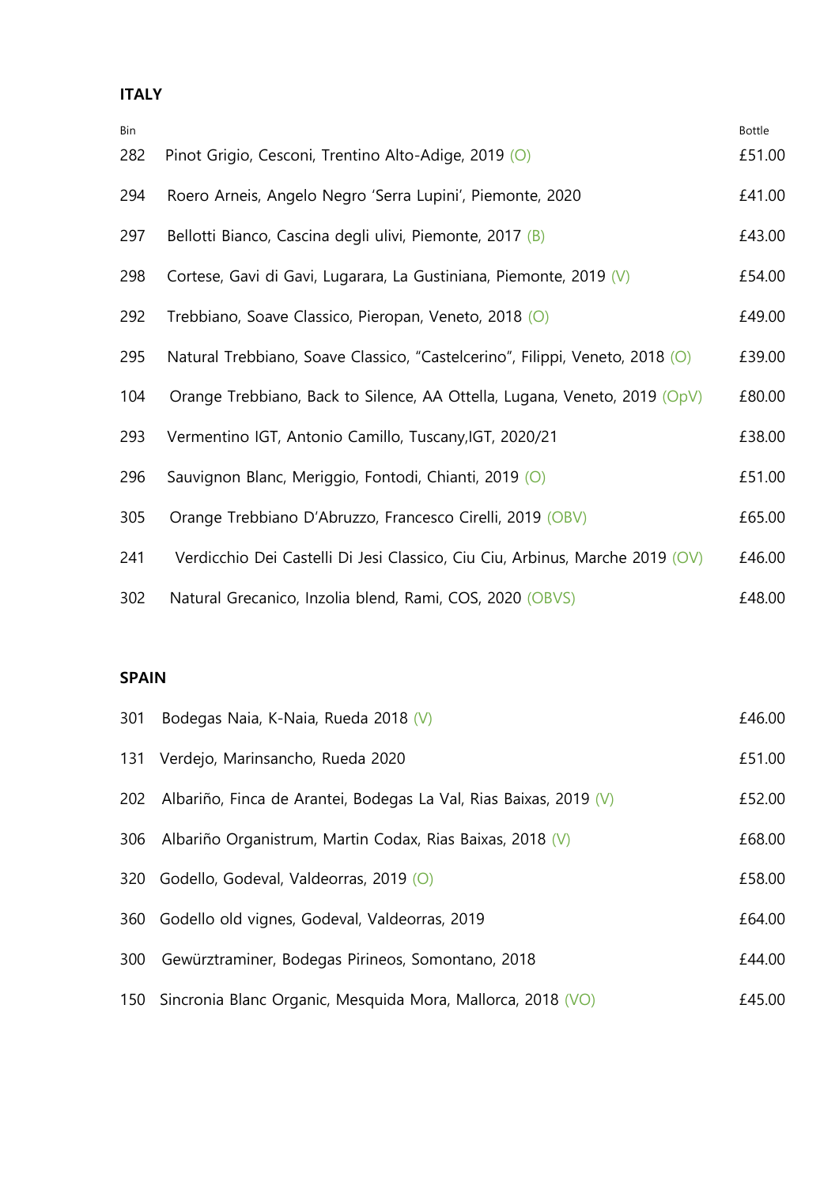## ITALY

| Bin | | Bottle |
|---|---|---|
| 282 | Pinot Grigio, Cesconi, Trentino Alto-Adige, 2019 (O) | £51.00 |
| 294 | Roero Arneis, Angelo Negro 'Serra Lupini', Piemonte, 2020 | £41.00 |
| 297 | Bellotti Bianco, Cascina degli ulivi, Piemonte, 2017 (B) | £43.00 |
| 298 | Cortese, Gavi di Gavi, Lugarara, La Gustiniana, Piemonte, 2019 (V) | £54.00 |
| 292 | Trebbiano, Soave Classico, Pieropan, Veneto, 2018 (O) | £49.00 |
| 295 | Natural Trebbiano, Soave Classico, "Castelcerino", Filippi, Veneto, 2018 (O) | £39.00 |
| 104 | Orange Trebbiano, Back to Silence, AA Ottella, Lugana, Veneto, 2019 (OpV) | £80.00 |
| 293 | Vermentino IGT, Antonio Camillo, Tuscany,IGT, 2020/21 | £38.00 |
| 296 | Sauvignon Blanc, Meriggio, Fontodi, Chianti, 2019 (O) | £51.00 |
| 305 | Orange Trebbiano D'Abruzzo, Francesco Cirelli, 2019 (OBV) | £65.00 |
| 241 | Verdicchio Dei Castelli Di Jesi Classico, Ciu Ciu, Arbinus, Marche 2019 (OV) | £46.00 |
| 302 | Natural Grecanico, Inzolia blend, Rami, COS, 2020 (OBVS) | £48.00 |

## SPAIN

| Bin | | Bottle |
|---|---|---|
| 301 | Bodegas Naia, K-Naia, Rueda 2018 (V) | £46.00 |
| 131 | Verdejo, Marinsancho, Rueda 2020 | £51.00 |
| 202 | Albariño, Finca de Arantei, Bodegas La Val, Rias Baixas, 2019 (V) | £52.00 |
| 306 | Albariño Organistrum, Martin Codax, Rias Baixas, 2018 (V) | £68.00 |
| 320 | Godello, Godeval, Valdeorras, 2019 (O) | £58.00 |
| 360 | Godello old vignes, Godeval, Valdeorras, 2019 | £64.00 |
| 300 | Gewürztraminer, Bodegas Pirineos, Somontano, 2018 | £44.00 |
| 150 | Sincronia Blanc Organic, Mesquida Mora, Mallorca, 2018 (VO) | £45.00 |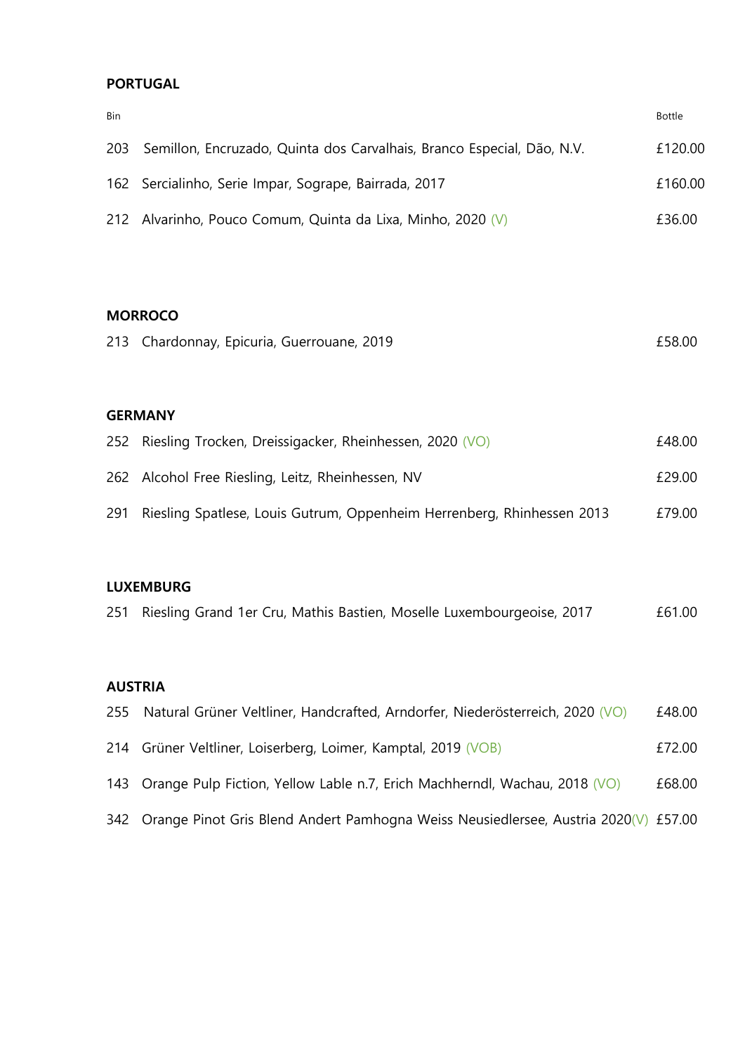**PORTUGAL**

| Bin | | Bottle |
|---|---|---|
| 203 | Semillon, Encruzado, Quinta dos Carvalhais, Branco Especial, Dão, N.V. | £120.00 |
| 162 | Sercialinho, Serie Impar, Sogrape, Bairrada, 2017 | £160.00 |
| 212 | Alvarinho, Pouco Comum, Quinta da Lixa, Minho, 2020 (V) | £36.00 |

**MORROCO**

| | | |
|---|---|---|
| 213 | Chardonnay, Epicuria, Guerrouane, 2019 | £58.00 |

**GERMANY**

| | | |
|---|---|---|
| 252 | Riesling Trocken, Dreissigacker, Rheinhessen, 2020 (VO) | £48.00 |
| 262 | Alcohol Free Riesling, Leitz, Rheinhessen, NV | £29.00 |
| 291 | Riesling Spatlese, Louis Gutrum, Oppenheim Herrenberg, Rhinhessen 2013 | £79.00 |

**LUXEMBURG**

| | | |
|---|---|---|
| 251 | Riesling Grand 1er Cru, Mathis Bastien, Moselle Luxembourgeoise, 2017 | £61.00 |

**AUSTRIA**

| | | |
|---|---|---|
| 255 | Natural Grüner Veltliner, Handcrafted, Arndorfer, Niederösterreich, 2020 (VO) | £48.00 |
| 214 | Grüner Veltliner, Loiserberg, Loimer, Kamptal, 2019 (VOB) | £72.00 |
| 143 | Orange Pulp Fiction, Yellow Lable n.7, Erich Machherndl, Wachau, 2018 (VO) | £68.00 |
| 342 | Orange Pinot Gris Blend Andert Pamhogna Weiss Neusiedlersee, Austria 2020(V) | £57.00 |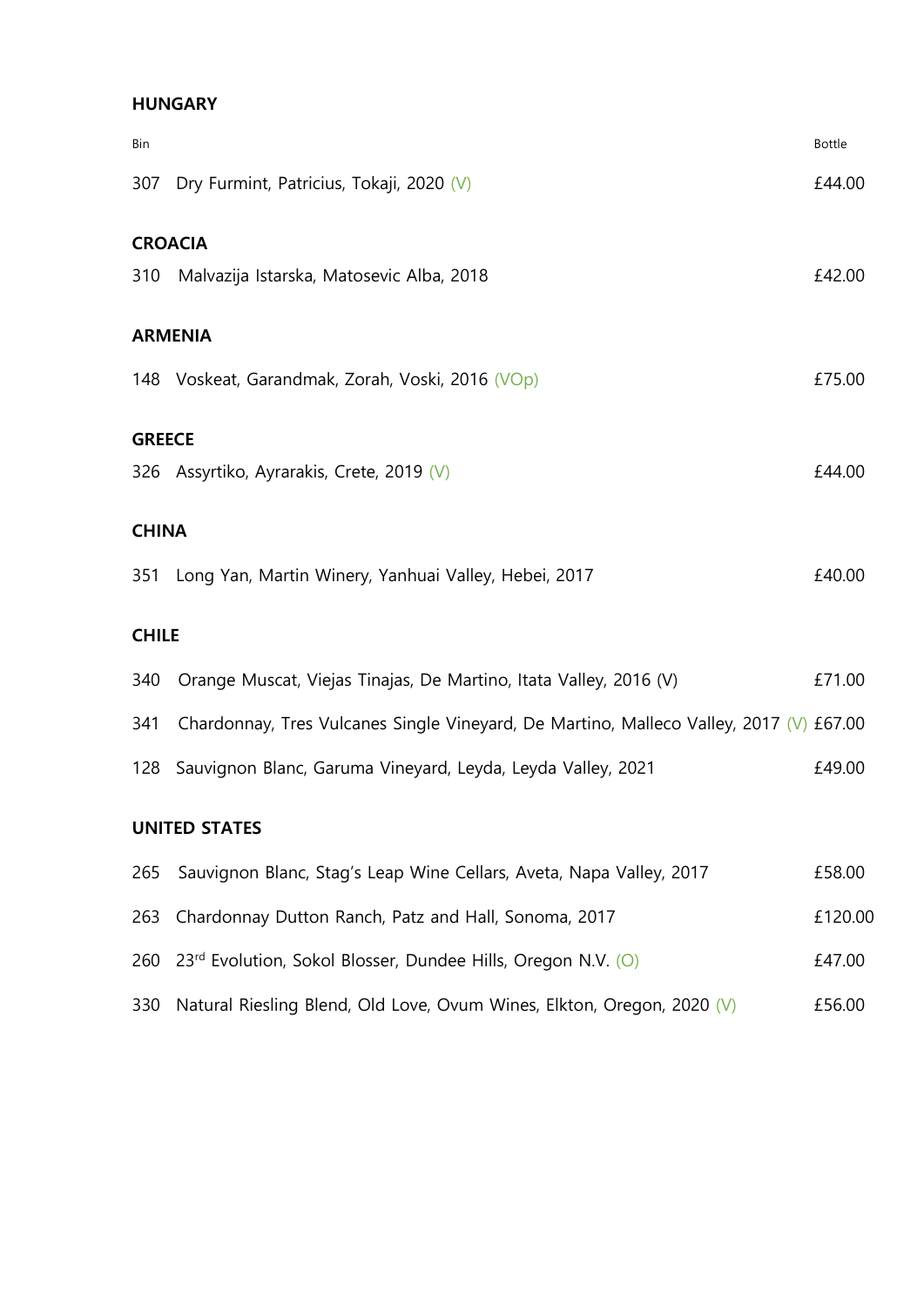## HUNGARY

| Bin | | Bottle |
| --- | --- | --- |
| 307 | Dry Furmint, Patricius, Tokaji, 2020 (V) | £44.00 |

## CROACIA

| Bin | | Bottle |
| --- | --- | --- |
| 310 | Malvazija Istarska, Matosevic Alba, 2018 | £42.00 |

## ARMENIA

| Bin | | Bottle |
| --- | --- | --- |
| 148 | Voskeat, Garandmak, Zorah, Voski, 2016 (VOp) | £75.00 |

## GREECE

| Bin | | Bottle |
| --- | --- | --- |
| 326 | Assyrtiko, Ayrarakis, Crete, 2019 (V) | £44.00 |

## CHINA

| Bin | | Bottle |
| --- | --- | --- |
| 351 | Long Yan, Martin Winery, Yanhuai Valley, Hebei, 2017 | £40.00 |

## CHILE

| Bin | | Bottle |
| --- | --- | --- |
| 340 | Orange Muscat, Viejas Tinajas, De Martino, Itata Valley, 2016 (V) | £71.00 |
| 341 | Chardonnay, Tres Vulcanes Single Vineyard, De Martino, Malleco Valley, 2017 (V) | £67.00 |
| 128 | Sauvignon Blanc, Garuma Vineyard, Leyda, Leyda Valley, 2021 | £49.00 |

## UNITED STATES

| Bin | | Bottle |
| --- | --- | --- |
| 265 | Sauvignon Blanc, Stag's Leap Wine Cellars, Aveta, Napa Valley, 2017 | £58.00 |
| 263 | Chardonnay Dutton Ranch, Patz and Hall, Sonoma, 2017 | £120.00 |
| 260 | 23rd Evolution, Sokol Blosser, Dundee Hills, Oregon N.V. (O) | £47.00 |
| 330 | Natural Riesling Blend, Old Love, Ovum Wines, Elkton, Oregon, 2020 (V) | £56.00 |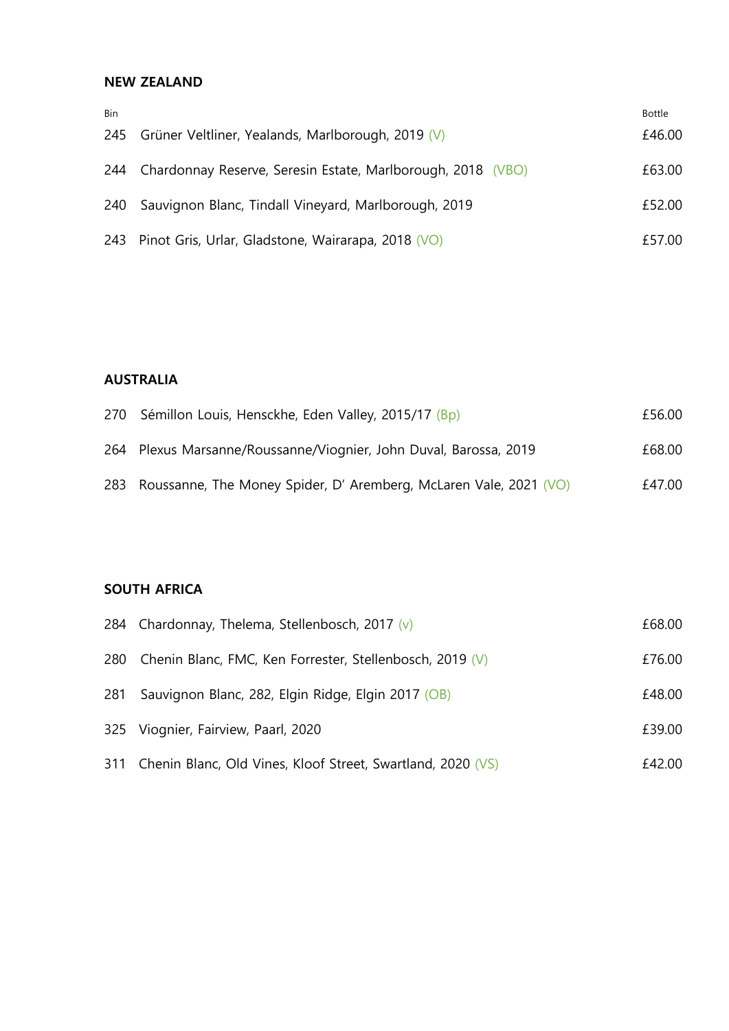## NEW ZEALAND

| Bin | | Bottle |
|---|---|---|
| 245 | Grüner Veltliner, Yealands, Marlborough, 2019 (V) | £46.00 |
| 244 | Chardonnay Reserve, Seresin Estate, Marlborough, 2018 (VBO) | £63.00 |
| 240 | Sauvignon Blanc, Tindall Vineyard, Marlborough, 2019 | £52.00 |
| 243 | Pinot Gris, Urlar, Gladstone, Wairarapa, 2018 (VO) | £57.00 |

## AUSTRALIA

| Bin | | Bottle |
|---|---|---|
| 270 | Sémillon Louis, Hensckhe, Eden Valley, 2015/17 (Bp) | £56.00 |
| 264 | Plexus Marsanne/Roussanne/Viognier, John Duval, Barossa, 2019 | £68.00 |
| 283 | Roussanne, The Money Spider, D' Aremberg, McLaren Vale, 2021 (VO) | £47.00 |

## SOUTH AFRICA

| Bin | | Bottle |
|---|---|---|
| 284 | Chardonnay, Thelema, Stellenbosch, 2017 (v) | £68.00 |
| 280 | Chenin Blanc, FMC, Ken Forrester, Stellenbosch, 2019 (V) | £76.00 |
| 281 | Sauvignon Blanc, 282, Elgin Ridge, Elgin 2017 (OB) | £48.00 |
| 325 | Viognier, Fairview, Paarl, 2020 | £39.00 |
| 311 | Chenin Blanc, Old Vines, Kloof Street, Swartland, 2020 (VS) | £42.00 |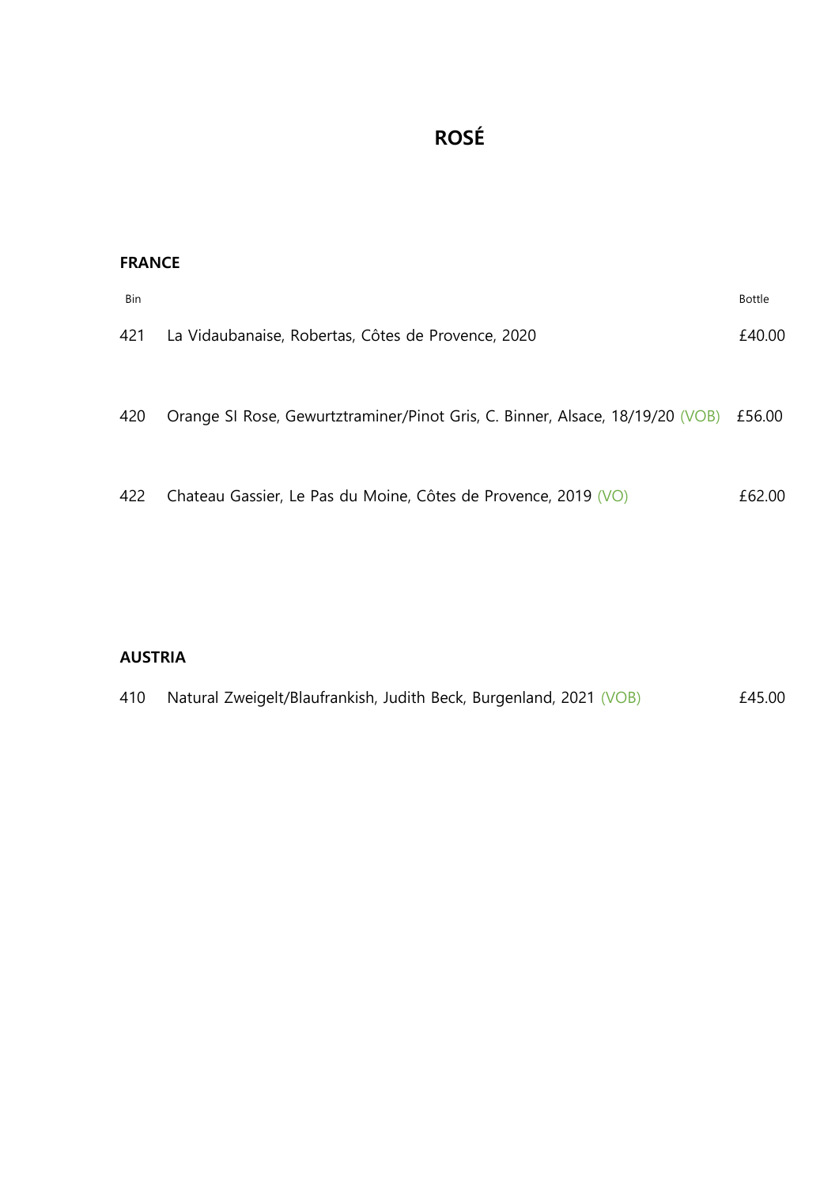# ROSÉ

## FRANCE

| Bin | | Bottle |
|---|---|---|
| 421 | La Vidaubanaise, Robertas, Côtes de Provence, 2020 | £40.00 |
| 420 | Orange Sl Rose, Gewurtztraminer/Pinot Gris, C. Binner, Alsace, 18/19/20 (VOB) | £56.00 |
| 422 | Chateau Gassier, Le Pas du Moine, Côtes de Provence, 2019 (VO) | £62.00 |

## AUSTRIA

| Bin | | Bottle |
|---|---|---|
| 410 | Natural Zweigelt/Blaufrankish, Judith Beck, Burgenland, 2021 (VOB) | £45.00 |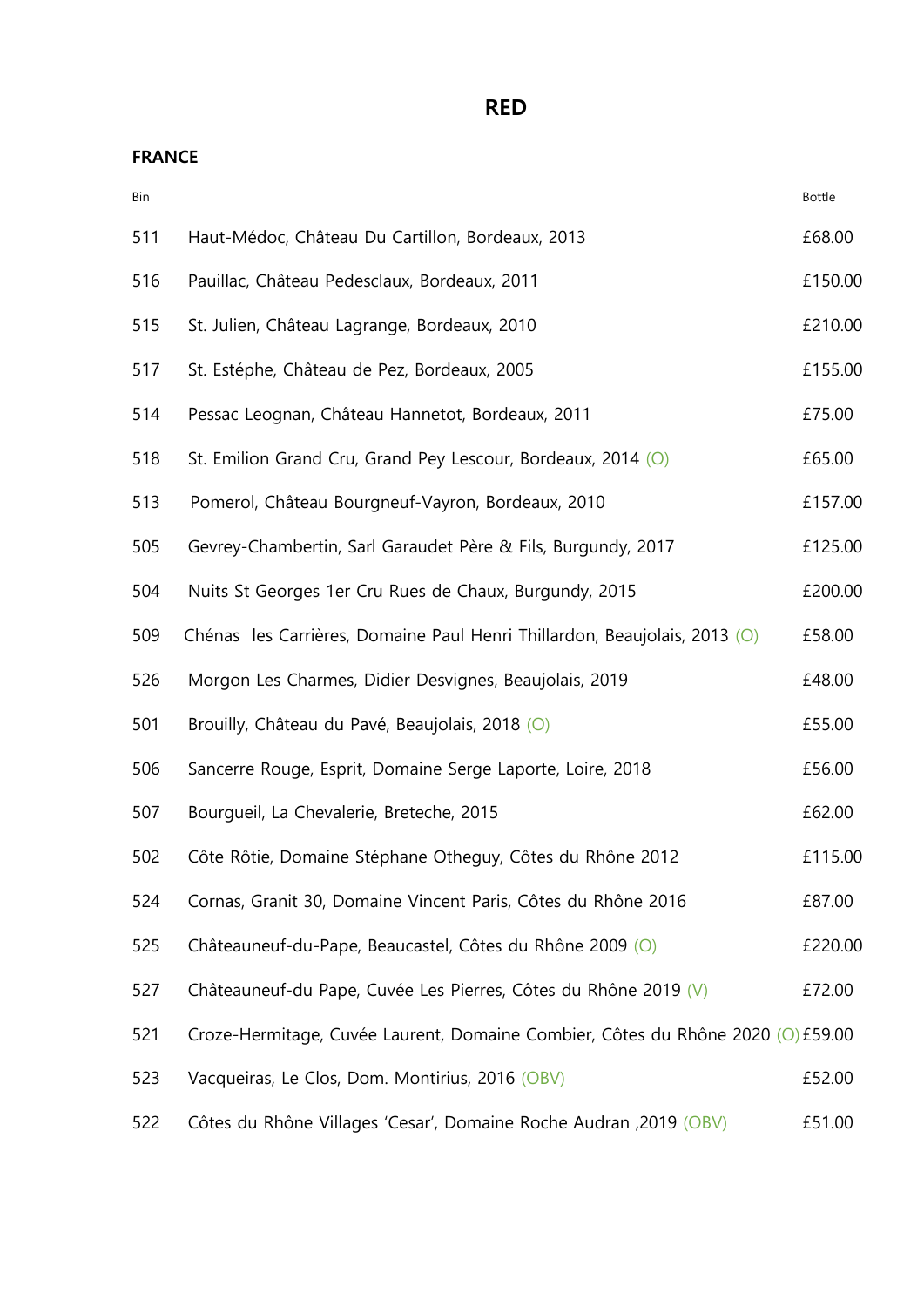# RED

## FRANCE

| Bin | | Bottle |
|---|---|---|
| 511 | Haut-Médoc, Château Du Cartillon, Bordeaux, 2013 | £68.00 |
| 516 | Pauillac, Château Pedesclaux, Bordeaux, 2011 | £150.00 |
| 515 | St. Julien, Château Lagrange, Bordeaux, 2010 | £210.00 |
| 517 | St. Estéphe, Château de Pez, Bordeaux, 2005 | £155.00 |
| 514 | Pessac Leognan, Château Hannetot, Bordeaux, 2011 | £75.00 |
| 518 | St. Emilion Grand Cru, Grand Pey Lescour, Bordeaux, 2014 (O) | £65.00 |
| 513 | Pomerol, Château Bourgneuf-Vayron, Bordeaux, 2010 | £157.00 |
| 505 | Gevrey-Chambertin, Sarl Garaudet Père & Fils, Burgundy, 2017 | £125.00 |
| 504 | Nuits St Georges 1er Cru Rues de Chaux, Burgundy, 2015 | £200.00 |
| 509 | Chénas les Carrières, Domaine Paul Henri Thillardon, Beaujolais, 2013 (O) | £58.00 |
| 526 | Morgon Les Charmes, Didier Desvignes, Beaujolais, 2019 | £48.00 |
| 501 | Brouilly, Château du Pavé, Beaujolais, 2018 (O) | £55.00 |
| 506 | Sancerre Rouge, Esprit, Domaine Serge Laporte, Loire, 2018 | £56.00 |
| 507 | Bourgueil, La Chevalerie, Breteche, 2015 | £62.00 |
| 502 | Côte Rôtie, Domaine Stéphane Otheguy, Côtes du Rhône 2012 | £115.00 |
| 524 | Cornas, Granit 30, Domaine Vincent Paris, Côtes du Rhône 2016 | £87.00 |
| 525 | Châteauneuf-du-Pape, Beaucastel, Côtes du Rhône 2009 (O) | £220.00 |
| 527 | Châteauneuf-du Pape, Cuvée Les Pierres, Côtes du Rhône 2019 (V) | £72.00 |
| 521 | Croze-Hermitage, Cuvée Laurent, Domaine Combier, Côtes du Rhône 2020 (O) | £59.00 |
| 523 | Vacqueiras, Le Clos, Dom. Montirius, 2016 (OBV) | £52.00 |
| 522 | Côtes du Rhône Villages 'Cesar', Domaine Roche Audran ,2019 (OBV) | £51.00 |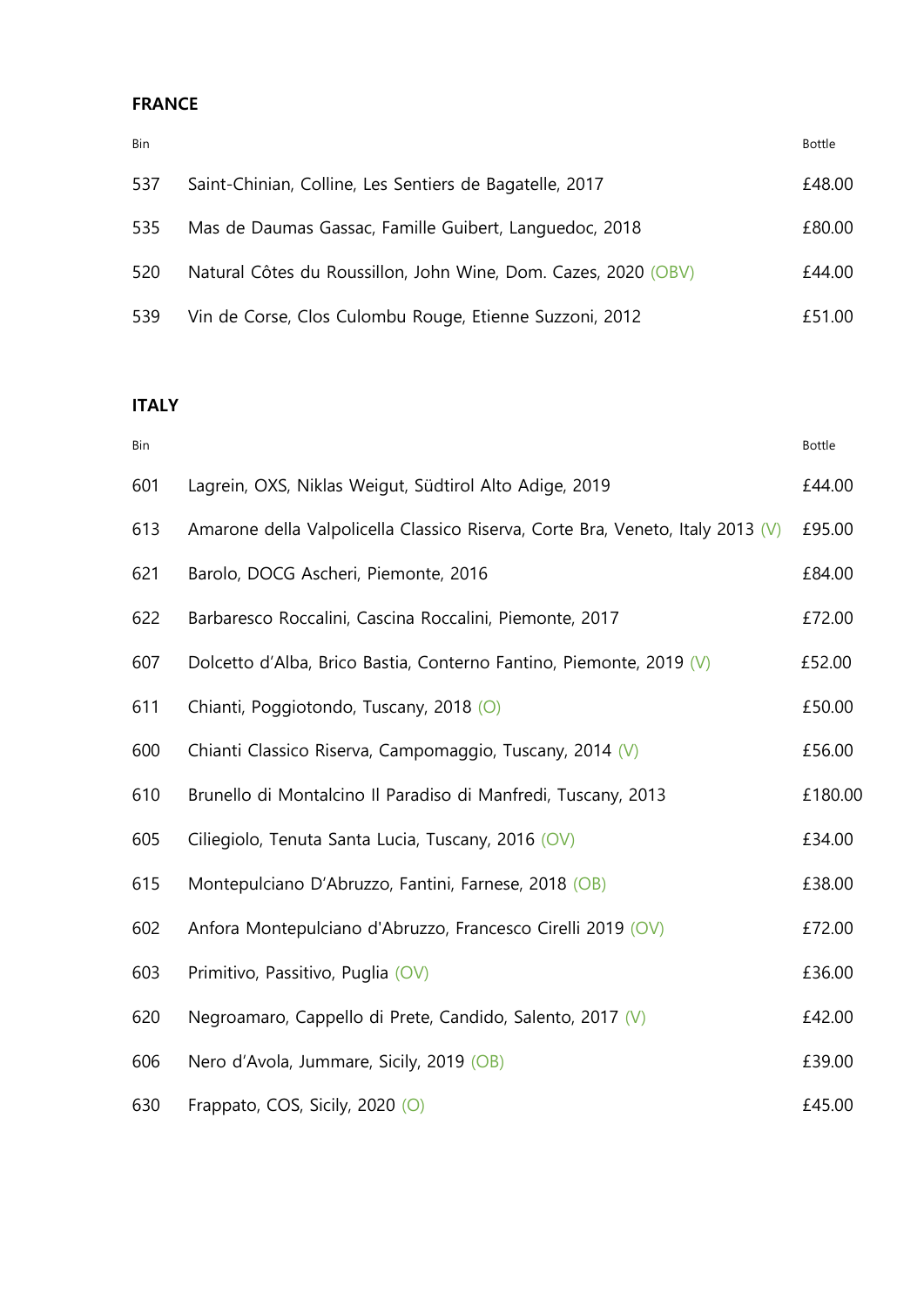## FRANCE

| Bin | | Bottle |
|---|---|---|
| 537 | Saint-Chinian, Colline, Les Sentiers de Bagatelle, 2017 | £48.00 |
| 535 | Mas de Daumas Gassac, Famille Guibert, Languedoc, 2018 | £80.00 |
| 520 | Natural Côtes du Roussillon, John Wine, Dom. Cazes, 2020 (OBV) | £44.00 |
| 539 | Vin de Corse, Clos Culombu Rouge, Etienne Suzzoni, 2012 | £51.00 |

## ITALY

| Bin | | Bottle |
|---|---|---|
| 601 | Lagrein, OXS, Niklas Weigut, Südtirol Alto Adige, 2019 | £44.00 |
| 613 | Amarone della Valpolicella Classico Riserva, Corte Bra, Veneto, Italy 2013 (V) | £95.00 |
| 621 | Barolo, DOCG Ascheri, Piemonte, 2016 | £84.00 |
| 622 | Barbaresco Roccalini, Cascina Roccalini, Piemonte, 2017 | £72.00 |
| 607 | Dolcetto d'Alba, Brico Bastia, Conterno Fantino, Piemonte, 2019 (V) | £52.00 |
| 611 | Chianti, Poggiotondo, Tuscany, 2018 (O) | £50.00 |
| 600 | Chianti Classico Riserva, Campomaggio, Tuscany, 2014 (V) | £56.00 |
| 610 | Brunello di Montalcino Il Paradiso di Manfredi, Tuscany, 2013 | £180.00 |
| 605 | Ciliegiolo, Tenuta Santa Lucia, Tuscany, 2016 (OV) | £34.00 |
| 615 | Montepulciano D'Abruzzo, Fantini, Farnese, 2018 (OB) | £38.00 |
| 602 | Anfora Montepulciano d'Abruzzo, Francesco Cirelli 2019 (OV) | £72.00 |
| 603 | Primitivo, Passitivo, Puglia (OV) | £36.00 |
| 620 | Negroamaro, Cappello di Prete, Candido, Salento, 2017 (V) | £42.00 |
| 606 | Nero d'Avola, Jummare, Sicily, 2019 (OB) | £39.00 |
| 630 | Frappato, COS, Sicily, 2020 (O) | £45.00 |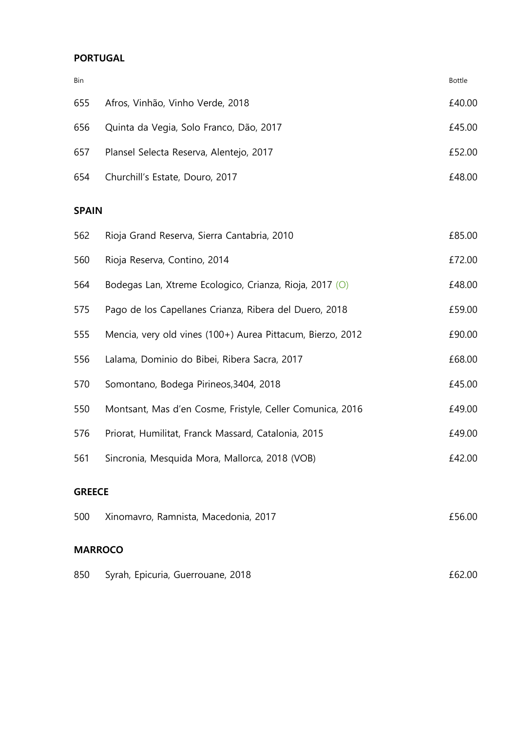**PORTUGAL**

| Bin | | Bottle |
|---|---|---|
| 655 | Afros, Vinhão, Vinho Verde, 2018 | £40.00 |
| 656 | Quinta da Vegia, Solo Franco, Dão, 2017 | £45.00 |
| 657 | Plansel Selecta Reserva, Alentejo, 2017 | £52.00 |
| 654 | Churchill's Estate, Douro, 2017 | £48.00 |

**SPAIN**

| Bin | | Bottle |
|---|---|---|
| 562 | Rioja Grand Reserva, Sierra Cantabria, 2010 | £85.00 |
| 560 | Rioja Reserva, Contino, 2014 | £72.00 |
| 564 | Bodegas Lan, Xtreme Ecologico, Crianza, Rioja, 2017 (O) | £48.00 |
| 575 | Pago de los Capellanes Crianza, Ribera del Duero, 2018 | £59.00 |
| 555 | Mencia, very old vines (100+) Aurea Pittacum, Bierzo, 2012 | £90.00 |
| 556 | Lalama, Dominio do Bibei, Ribera Sacra, 2017 | £68.00 |
| 570 | Somontano, Bodega Pirineos,3404, 2018 | £45.00 |
| 550 | Montsant, Mas d'en Cosme, Fristyle, Celler Comunica, 2016 | £49.00 |
| 576 | Priorat, Humilitat, Franck Massard, Catalonia, 2015 | £49.00 |
| 561 | Sincronia, Mesquida Mora, Mallorca, 2018 (VOB) | £42.00 |

**GREECE**

| Bin | | Bottle |
|---|---|---|
| 500 | Xinomavro, Ramnista, Macedonia, 2017 | £56.00 |

**MARROCO**

| Bin | | Bottle |
|---|---|---|
| 850 | Syrah, Epicuria, Guerrouane, 2018 | £62.00 |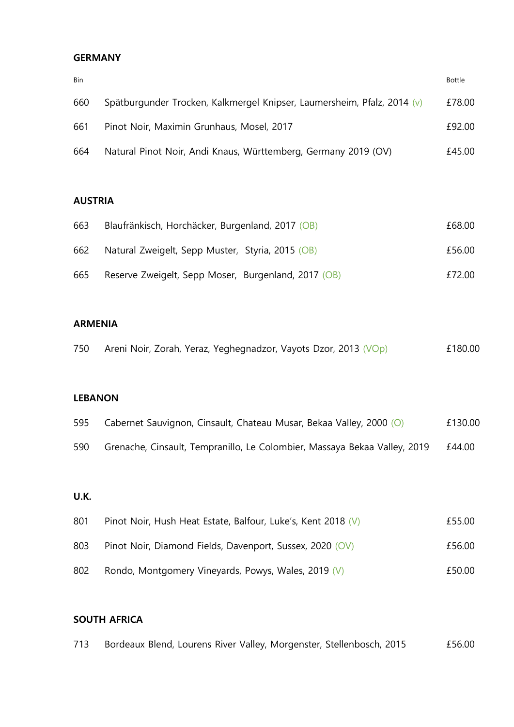## GERMANY

| Bin | | Bottle |
|---|---|---|
| 660 | Spätburgunder Trocken, Kalkmergel Knipser, Laumersheim, Pfalz, 2014 (v) | £78.00 |
| 661 | Pinot Noir, Maximin Grunhaus, Mosel, 2017 | £92.00 |
| 664 | Natural Pinot Noir, Andi Knaus, Württemberg, Germany 2019 (OV) | £45.00 |

## AUSTRIA

| | | |
|---|---|---|
| 663 | Blaufränkisch, Horchäcker, Burgenland, 2017 (OB) | £68.00 |
| 662 | Natural Zweigelt, Sepp Muster, Styria, 2015 (OB) | £56.00 |
| 665 | Reserve Zweigelt, Sepp Moser, Burgenland, 2017 (OB) | £72.00 |

## ARMENIA

| | | |
|---|---|---|
| 750 | Areni Noir, Zorah, Yeraz, Yeghegnadzor, Vayots Dzor, 2013 (VOp) | £180.00 |

## LEBANON

| | | |
|---|---|---|
| 595 | Cabernet Sauvignon, Cinsault, Chateau Musar, Bekaa Valley, 2000 (O) | £130.00 |
| 590 | Grenache, Cinsault, Tempranillo, Le Colombier, Massaya Bekaa Valley, 2019 | £44.00 |

## U.K.

| | | |
|---|---|---|
| 801 | Pinot Noir, Hush Heat Estate, Balfour, Luke's, Kent 2018 (V) | £55.00 |
| 803 | Pinot Noir, Diamond Fields, Davenport, Sussex, 2020 (OV) | £56.00 |
| 802 | Rondo, Montgomery Vineyards, Powys, Wales, 2019 (V) | £50.00 |

## SOUTH AFRICA

| | | |
|---|---|---|
| 713 | Bordeaux Blend, Lourens River Valley, Morgenster, Stellenbosch, 2015 | £56.00 |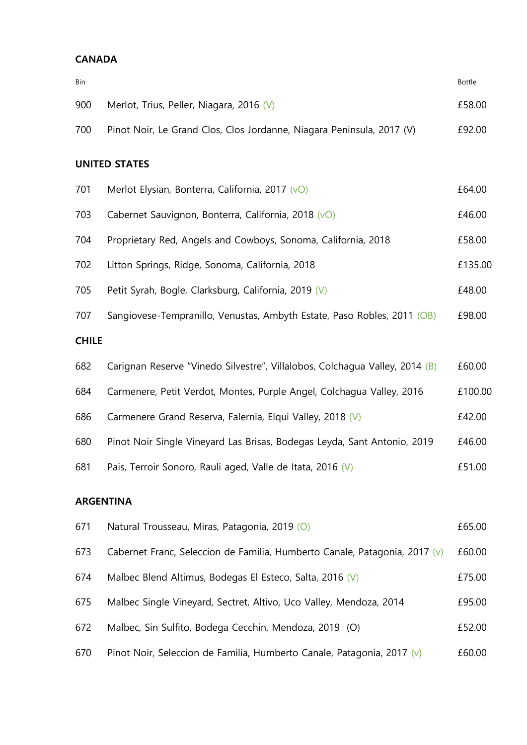## CANADA

| Bin | | Bottle |
|---|---|---|
| 900 | Merlot, Trius, Peller, Niagara, 2016 (V) | £58.00 |
| 700 | Pinot Noir, Le Grand Clos, Clos Jordanne, Niagara Peninsula, 2017 (V) | £92.00 |

## UNITED STATES

| Bin | | Bottle |
|---|---|---|
| 701 | Merlot Elysian, Bonterra, California, 2017 (vO) | £64.00 |
| 703 | Cabernet Sauvignon, Bonterra, California, 2018 (vO) | £46.00 |
| 704 | Proprietary Red, Angels and Cowboys, Sonoma, California, 2018 | £58.00 |
| 702 | Litton Springs, Ridge, Sonoma, California, 2018 | £135.00 |
| 705 | Petit Syrah, Bogle, Clarksburg, California, 2019 (V) | £48.00 |
| 707 | Sangiovese-Tempranillo, Venustas, Ambyth Estate, Paso Robles, 2011 (OB) | £98.00 |

## CHILE

| Bin | | Bottle |
|---|---|---|
| 682 | Carignan Reserve "Vinedo Silvestre", Villalobos, Colchagua Valley, 2014 (B) | £60.00 |
| 684 | Carmenere, Petit Verdot, Montes, Purple Angel, Colchagua Valley, 2016 | £100.00 |
| 686 | Carmenere Grand Reserva, Falernia, Elqui Valley, 2018 (V) | £42.00 |
| 680 | Pinot Noir Single Vineyard Las Brisas, Bodegas Leyda, Sant Antonio, 2019 | £46.00 |
| 681 | Pais, Terroir Sonoro, Rauli aged, Valle de Itata, 2016 (V) | £51.00 |

## ARGENTINA

| Bin | | Bottle |
|---|---|---|
| 671 | Natural Trousseau, Miras, Patagonia, 2019 (O) | £65.00 |
| 673 | Cabernet Franc, Seleccion de Familia, Humberto Canale, Patagonia, 2017 (v) | £60.00 |
| 674 | Malbec Blend Altimus, Bodegas El Esteco, Salta, 2016 (V) | £75.00 |
| 675 | Malbec Single Vineyard, Sectret, Altivo, Uco Valley, Mendoza, 2014 | £95.00 |
| 672 | Malbec, Sin Sulfito, Bodega Cecchin, Mendoza, 2019 (O) | £52.00 |
| 670 | Pinot Noir, Seleccion de Familia, Humberto Canale, Patagonia, 2017 (v) | £60.00 |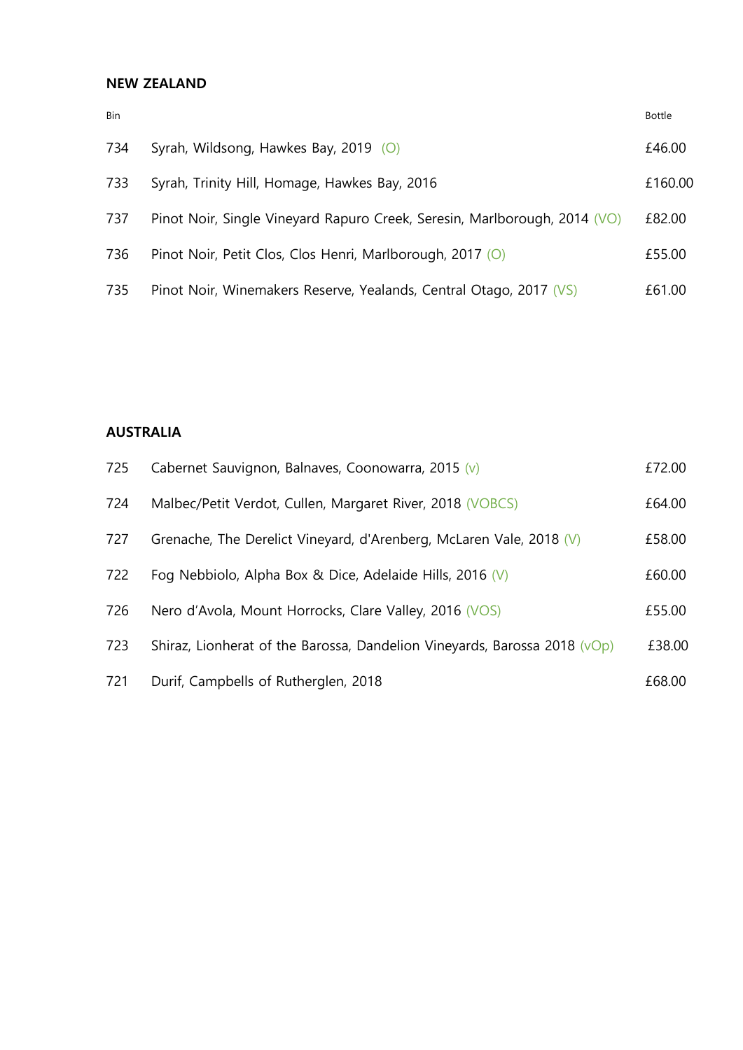## NEW ZEALAND

| Bin | | Bottle |
|---|---|---|
| 734 | Syrah, Wildsong, Hawkes Bay, 2019 (O) | £46.00 |
| 733 | Syrah, Trinity Hill, Homage, Hawkes Bay, 2016 | £160.00 |
| 737 | Pinot Noir, Single Vineyard Rapuro Creek, Seresin, Marlborough, 2014 (VO) | £82.00 |
| 736 | Pinot Noir, Petit Clos, Clos Henri, Marlborough, 2017 (O) | £55.00 |
| 735 | Pinot Noir, Winemakers Reserve, Yealands, Central Otago, 2017 (VS) | £61.00 |

## AUSTRALIA

| Bin | | Bottle |
|---|---|---|
| 725 | Cabernet Sauvignon, Balnaves, Coonowarra, 2015 (v) | £72.00 |
| 724 | Malbec/Petit Verdot, Cullen, Margaret River, 2018 (VOBCS) | £64.00 |
| 727 | Grenache, The Derelict Vineyard, d'Arenberg, McLaren Vale, 2018 (V) | £58.00 |
| 722 | Fog Nebbiolo, Alpha Box & Dice, Adelaide Hills, 2016 (V) | £60.00 |
| 726 | Nero d'Avola, Mount Horrocks, Clare Valley, 2016 (VOS) | £55.00 |
| 723 | Shiraz, Lionherat of the Barossa, Dandelion Vineyards, Barossa 2018 (vOp) | £38.00 |
| 721 | Durif, Campbells of Rutherglen, 2018 | £68.00 |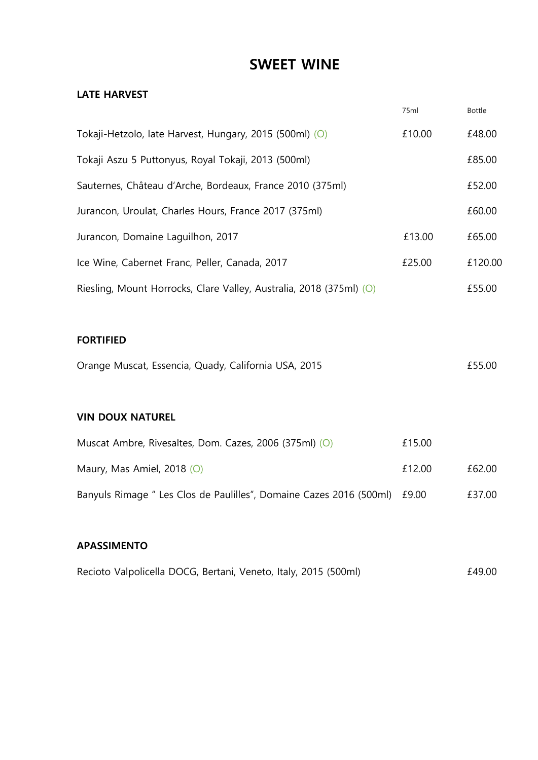# SWEET WINE

## LATE HARVEST

| | 75ml | Bottle |
|---|---|---|
| Tokaji-Hetzolo, late Harvest, Hungary, 2015 (500ml) (O) | £10.00 | £48.00 |
| Tokaji Aszu 5 Puttonyus, Royal Tokaji, 2013 (500ml) | | £85.00 |
| Sauternes, Château d'Arche, Bordeaux, France 2010 (375ml) | | £52.00 |
| Jurancon, Uroulat, Charles Hours, France 2017 (375ml) | | £60.00 |
| Jurancon, Domaine Laguilhon, 2017 | £13.00 | £65.00 |
| Ice Wine, Cabernet Franc, Peller, Canada, 2017 | £25.00 | £120.00 |
| Riesling, Mount Horrocks, Clare Valley, Australia, 2018 (375ml) (O) | | £55.00 |

## FORTIFIED

| | 75ml | Bottle |
|---|---|---|
| Orange Muscat, Essencia, Quady, California USA, 2015 | | £55.00 |

## VIN DOUX NATUREL

| | 75ml | Bottle |
|---|---|---|
| Muscat Ambre, Rivesaltes, Dom. Cazes, 2006 (375ml) (O) | £15.00 | |
| Maury, Mas Amiel, 2018 (O) | £12.00 | £62.00 |
| Banyuls Rimage " Les Clos de Paulilles", Domaine Cazes 2016 (500ml) | £9.00 | £37.00 |

## APASSIMENTO

| | 75ml | Bottle |
|---|---|---|
| Recioto Valpolicella DOCG, Bertani, Veneto, Italy, 2015 (500ml) | | £49.00 |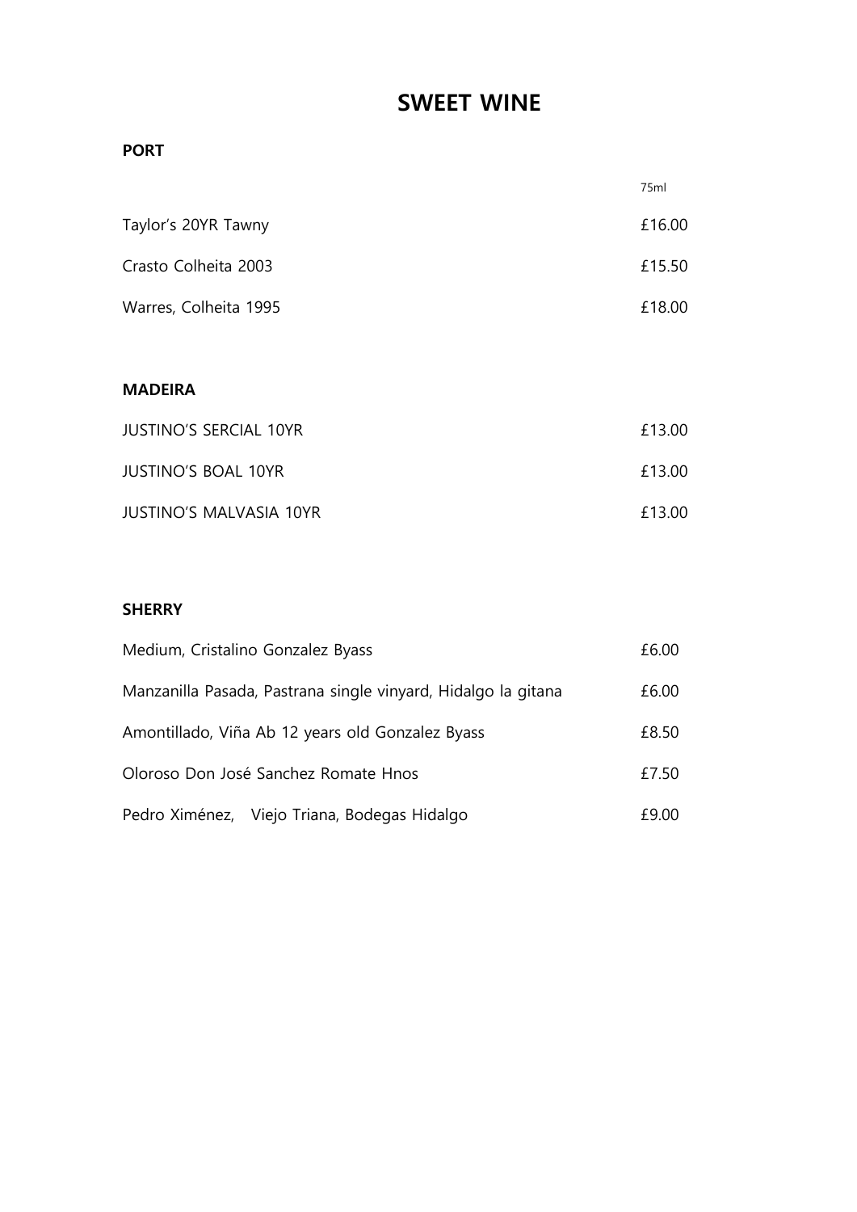# SWEET WINE

## PORT

| | 75ml |
|---|---|
| Taylor's 20YR Tawny | £16.00 |
| Crasto Colheita 2003 | £15.50 |
| Warres, Colheita 1995 | £18.00 |

## MADEIRA

| | |
|---|---|
| JUSTINO'S SERCIAL 10YR | £13.00 |
| JUSTINO'S BOAL 10YR | £13.00 |
| JUSTINO'S MALVASIA 10YR | £13.00 |

## SHERRY

| | |
|---|---|
| Medium, Cristalino Gonzalez Byass | £6.00 |
| Manzanilla Pasada, Pastrana single vinyard, Hidalgo la gitana | £6.00 |
| Amontillado, Viña Ab 12 years old Gonzalez Byass | £8.50 |
| Oloroso Don José Sanchez Romate Hnos | £7.50 |
| Pedro Ximénez, Viejo Triana, Bodegas Hidalgo | £9.00 |